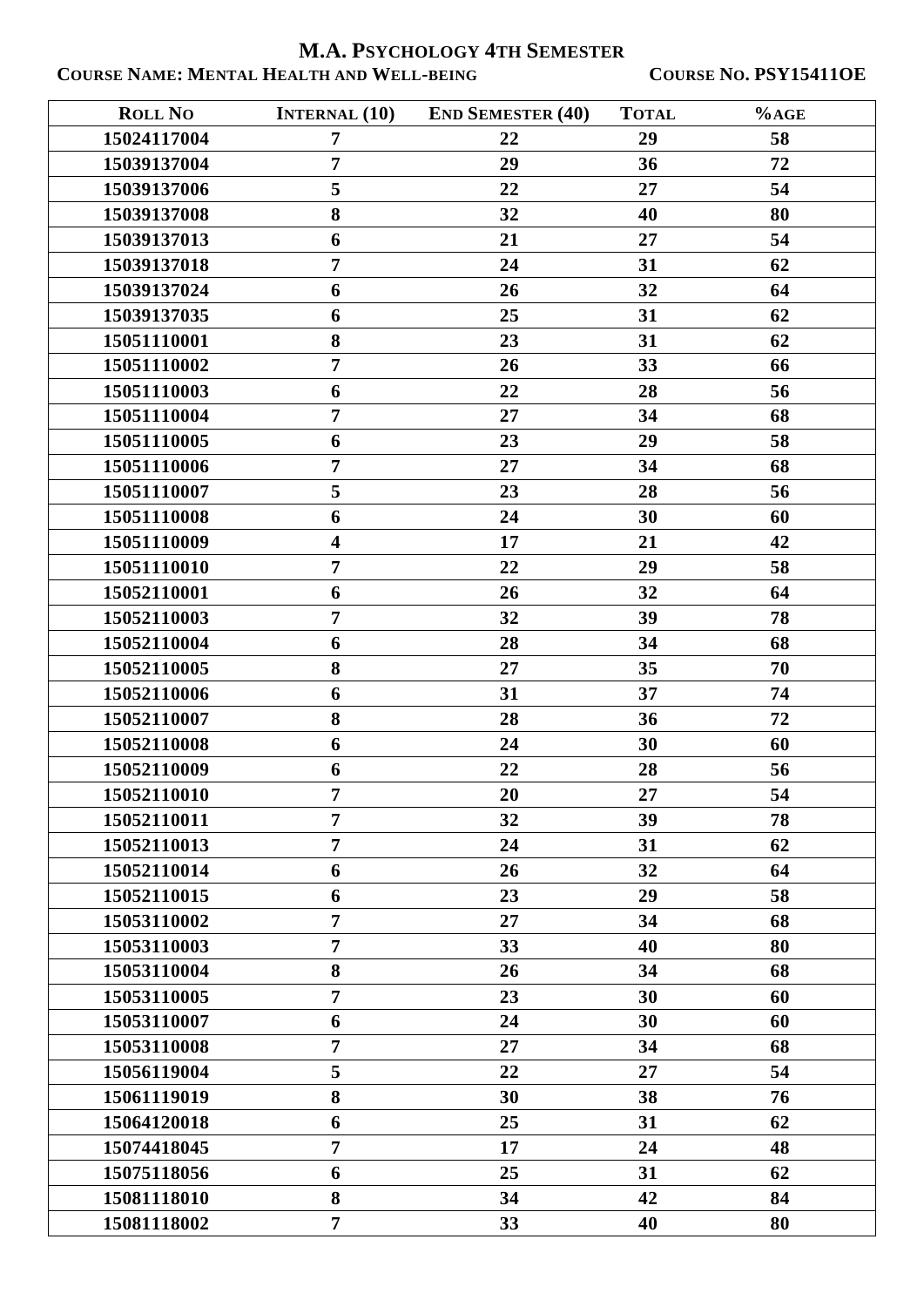# M.A. Psychology 4th Semester

**Course Name: Mental Health and Well-being** **Course No. PSY15411OE**

| Roll No | Internal (10) | End Semester (40) | Total | %age |
|---|---|---|---|---|
| 15024117004 | 7 | 22 | 29 | 58 |
| 15039137004 | 7 | 29 | 36 | 72 |
| 15039137006 | 5 | 22 | 27 | 54 |
| 15039137008 | 8 | 32 | 40 | 80 |
| 15039137013 | 6 | 21 | 27 | 54 |
| 15039137018 | 7 | 24 | 31 | 62 |
| 15039137024 | 6 | 26 | 32 | 64 |
| 15039137035 | 6 | 25 | 31 | 62 |
| 15051110001 | 8 | 23 | 31 | 62 |
| 15051110002 | 7 | 26 | 33 | 66 |
| 15051110003 | 6 | 22 | 28 | 56 |
| 15051110004 | 7 | 27 | 34 | 68 |
| 15051110005 | 6 | 23 | 29 | 58 |
| 15051110006 | 7 | 27 | 34 | 68 |
| 15051110007 | 5 | 23 | 28 | 56 |
| 15051110008 | 6 | 24 | 30 | 60 |
| 15051110009 | 4 | 17 | 21 | 42 |
| 15051110010 | 7 | 22 | 29 | 58 |
| 15052110001 | 6 | 26 | 32 | 64 |
| 15052110003 | 7 | 32 | 39 | 78 |
| 15052110004 | 6 | 28 | 34 | 68 |
| 15052110005 | 8 | 27 | 35 | 70 |
| 15052110006 | 6 | 31 | 37 | 74 |
| 15052110007 | 8 | 28 | 36 | 72 |
| 15052110008 | 6 | 24 | 30 | 60 |
| 15052110009 | 6 | 22 | 28 | 56 |
| 15052110010 | 7 | 20 | 27 | 54 |
| 15052110011 | 7 | 32 | 39 | 78 |
| 15052110013 | 7 | 24 | 31 | 62 |
| 15052110014 | 6 | 26 | 32 | 64 |
| 15052110015 | 6 | 23 | 29 | 58 |
| 15053110002 | 7 | 27 | 34 | 68 |
| 15053110003 | 7 | 33 | 40 | 80 |
| 15053110004 | 8 | 26 | 34 | 68 |
| 15053110005 | 7 | 23 | 30 | 60 |
| 15053110007 | 6 | 24 | 30 | 60 |
| 15053110008 | 7 | 27 | 34 | 68 |
| 15056119004 | 5 | 22 | 27 | 54 |
| 15061119019 | 8 | 30 | 38 | 76 |
| 15064120018 | 6 | 25 | 31 | 62 |
| 15074418045 | 7 | 17 | 24 | 48 |
| 15075118056 | 6 | 25 | 31 | 62 |
| 15081118010 | 8 | 34 | 42 | 84 |
| 15081118002 | 7 | 33 | 40 | 80 |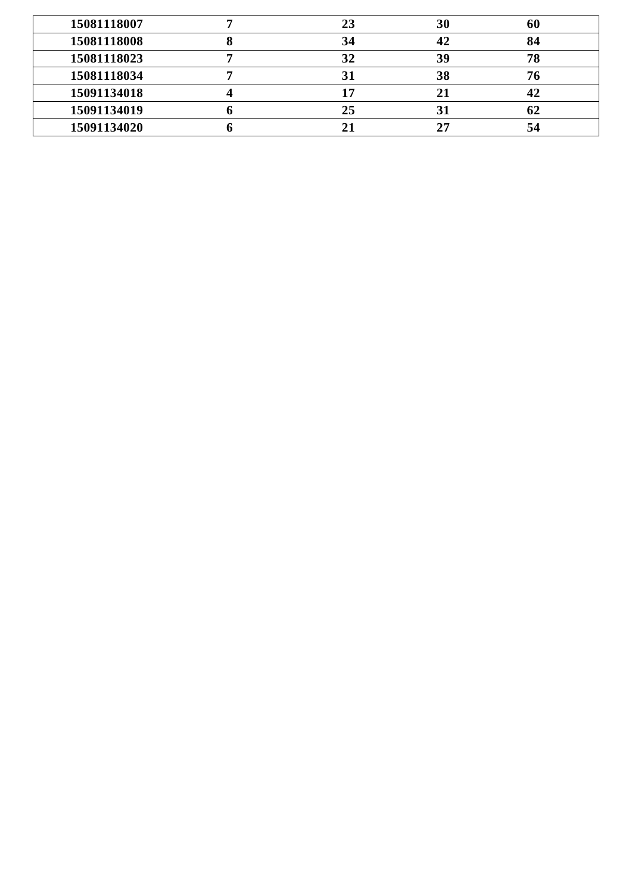| | | | | |
|---|---|---|---|---|
| **15081118007** | **7** | **23** | **30** | **60** |
| **15081118008** | **8** | **34** | **42** | **84** |
| **15081118023** | **7** | **32** | **39** | **78** |
| **15081118034** | **7** | **31** | **38** | **76** |
| **15091134018** | **4** | **17** | **21** | **42** |
| **15091134019** | **6** | **25** | **31** | **62** |
| **15091134020** | **6** | **21** | **27** | **54** |